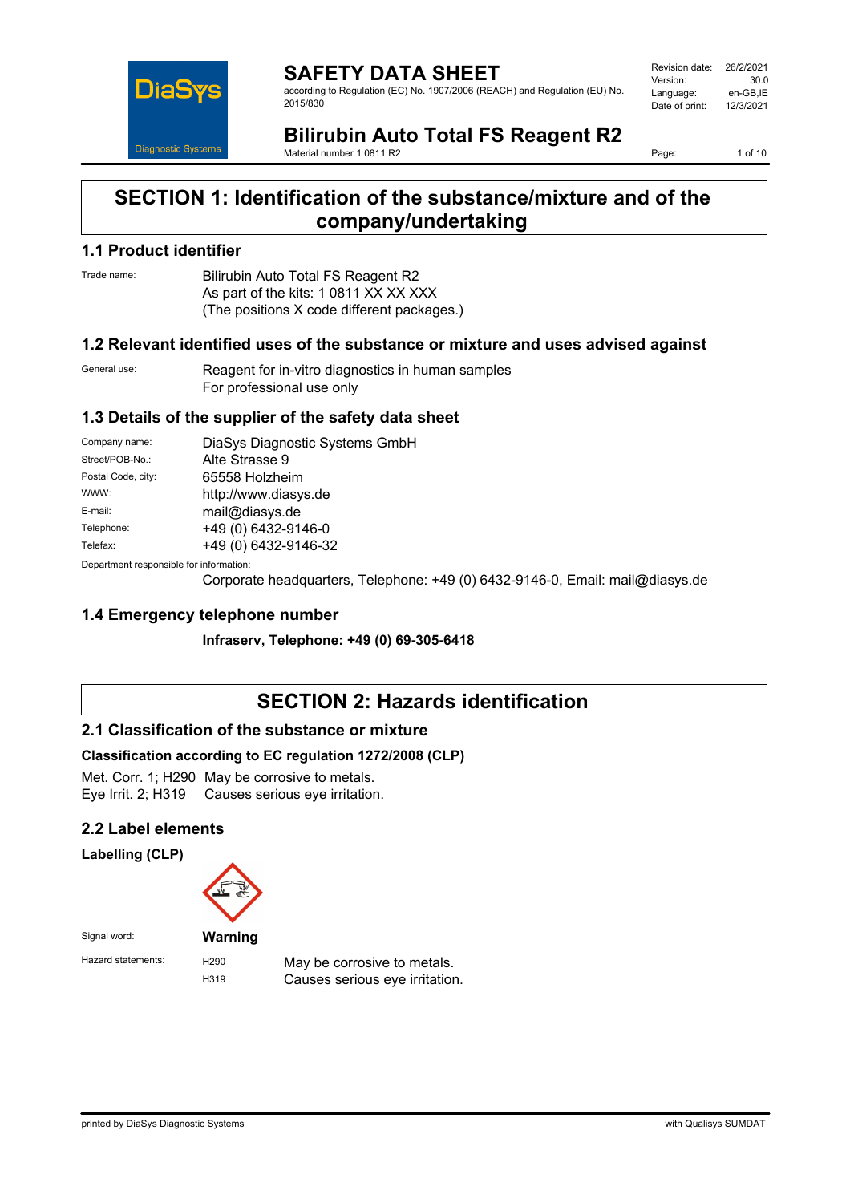# SAFETY DATA SHEET

according to Regulation (EC) No. 1907/2006 (REACH) and Regulation (EU) No. 2015/830

| | |
|---|---|
| Revision date: | 26/2/2021 |
| Version: | 30.0 |
| Language: | en-GB,IE |
| Date of print: | 12/3/2021 |

## Bilirubin Auto Total FS Reagent R2

Material number 1 0811 R2

# SECTION 1: Identification of the substance/mixture and of the company/undertaking

## 1.1 Product identifier

Trade name: Bilirubin Auto Total FS Reagent R2
As part of the kits: 1 0811 XX XX XXX
(The positions X code different packages.)

## 1.2 Relevant identified uses of the substance or mixture and uses advised against

General use: Reagent for in-vitro diagnostics in human samples
For professional use only

## 1.3 Details of the supplier of the safety data sheet

| | |
|---|---|
| Company name: | DiaSys Diagnostic Systems GmbH |
| Street/POB-No.: | Alte Strasse 9 |
| Postal Code, city: | 65558 Holzheim |
| WWW: | http://www.diasys.de |
| E-mail: | mail@diasys.de |
| Telephone: | +49 (0) 6432-9146-0 |
| Telefax: | +49 (0) 6432-9146-32 |

Department responsible for information:
Corporate headquarters, Telephone: +49 (0) 6432-9146-0, Email: mail@diasys.de

## 1.4 Emergency telephone number

**Infraserv, Telephone: +49 (0) 69-305-6418**

# SECTION 2: Hazards identification

## 2.1 Classification of the substance or mixture

### Classification according to EC regulation 1272/2008 (CLP)

Met. Corr. 1; H290 May be corrosive to metals.
Eye Irrit. 2; H319 Causes serious eye irritation.

## 2.2 Label elements

### Labelling (CLP)

Signal word: **Warning**

Hazard statements:

| | |
|---|---|
| H290 | May be corrosive to metals. |
| H319 | Causes serious eye irritation. |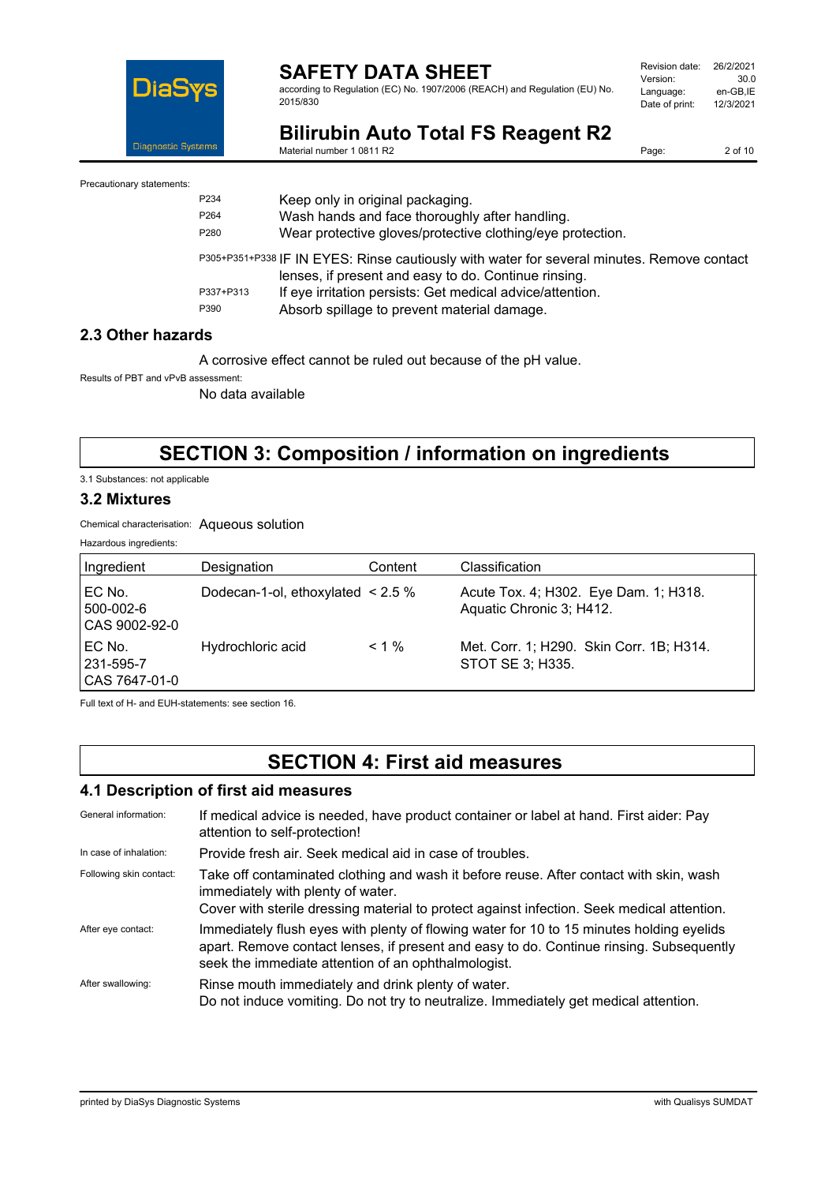Precautionary statements:

| | |
|---|---|
| P234 | Keep only in original packaging. |
| P264 | Wash hands and face thoroughly after handling. |
| P280 | Wear protective gloves/protective clothing/eye protection. |
| P305+P351+P338 | IF IN EYES: Rinse cautiously with water for several minutes. Remove contact lenses, if present and easy to do. Continue rinsing. |
| P337+P313 | If eye irritation persists: Get medical advice/attention. |
| P390 | Absorb spillage to prevent material damage. |

### 2.3 Other hazards

A corrosive effect cannot be ruled out because of the pH value.

Results of PBT and vPvB assessment:

No data available

## SECTION 3: Composition / information on ingredients

3.1 Substances: not applicable

### 3.2 Mixtures

Chemical characterisation: Aqueous solution

Hazardous ingredients:

| Ingredient | Designation | Content | Classification |
|---|---|---|---|
| EC No. 500-002-6 CAS 9002-92-0 | Dodecan-1-ol, ethoxylated | < 2.5 % | Acute Tox. 4; H302. Eye Dam. 1; H318. Aquatic Chronic 3; H412. |
| EC No. 231-595-7 CAS 7647-01-0 | Hydrochloric acid | < 1 % | Met. Corr. 1; H290. Skin Corr. 1B; H314. STOT SE 3; H335. |

Full text of H- and EUH-statements: see section 16.

## SECTION 4: First aid measures

### 4.1 Description of first aid measures

General information: If medical advice is needed, have product container or label at hand. First aider: Pay attention to self-protection!

In case of inhalation: Provide fresh air. Seek medical aid in case of troubles.

Following skin contact: Take off contaminated clothing and wash it before reuse. After contact with skin, wash immediately with plenty of water.
Cover with sterile dressing material to protect against infection. Seek medical attention.

After eye contact: Immediately flush eyes with plenty of flowing water for 10 to 15 minutes holding eyelids apart. Remove contact lenses, if present and easy to do. Continue rinsing. Subsequently seek the immediate attention of an ophthalmologist.

After swallowing: Rinse mouth immediately and drink plenty of water.
Do not induce vomiting. Do not try to neutralize. Immediately get medical attention.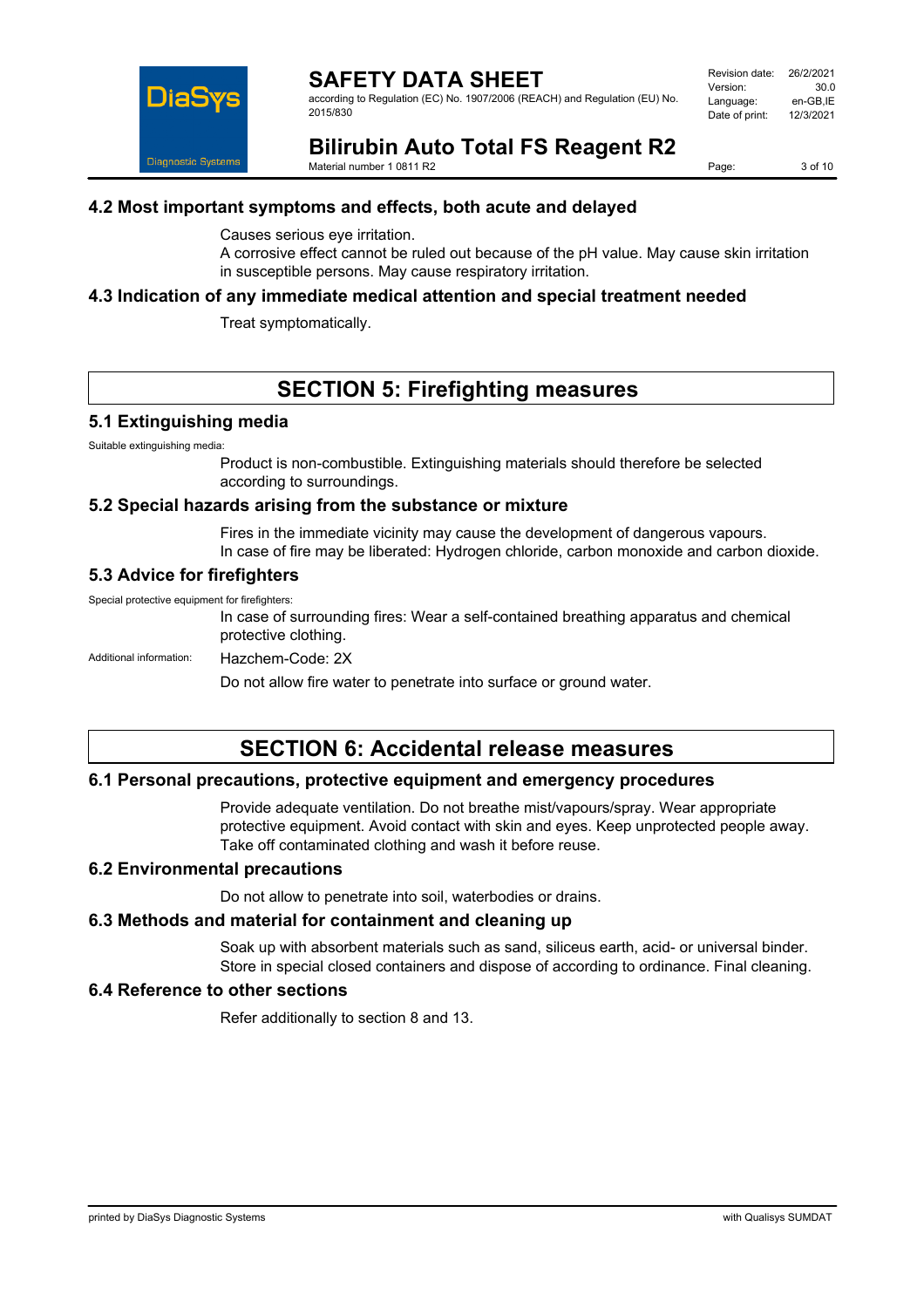## 4.2 Most important symptoms and effects, both acute and delayed

Causes serious eye irritation.
A corrosive effect cannot be ruled out because of the pH value. May cause skin irritation in susceptible persons. May cause respiratory irritation.

## 4.3 Indication of any immediate medical attention and special treatment needed

Treat symptomatically.

# SECTION 5: Firefighting measures

## 5.1 Extinguishing media

Suitable extinguishing media:

Product is non-combustible. Extinguishing materials should therefore be selected according to surroundings.

## 5.2 Special hazards arising from the substance or mixture

Fires in the immediate vicinity may cause the development of dangerous vapours.
In case of fire may be liberated: Hydrogen chloride, carbon monoxide and carbon dioxide.

## 5.3 Advice for firefighters

Special protective equipment for firefighters:

In case of surrounding fires: Wear a self-contained breathing apparatus and chemical protective clothing.

Additional information: Hazchem-Code: 2X

Do not allow fire water to penetrate into surface or ground water.

# SECTION 6: Accidental release measures

## 6.1 Personal precautions, protective equipment and emergency procedures

Provide adequate ventilation. Do not breathe mist/vapours/spray. Wear appropriate protective equipment. Avoid contact with skin and eyes. Keep unprotected people away. Take off contaminated clothing and wash it before reuse.

## 6.2 Environmental precautions

Do not allow to penetrate into soil, waterbodies or drains.

## 6.3 Methods and material for containment and cleaning up

Soak up with absorbent materials such as sand, siliceus earth, acid- or universal binder. Store in special closed containers and dispose of according to ordinance. Final cleaning.

## 6.4 Reference to other sections

Refer additionally to section 8 and 13.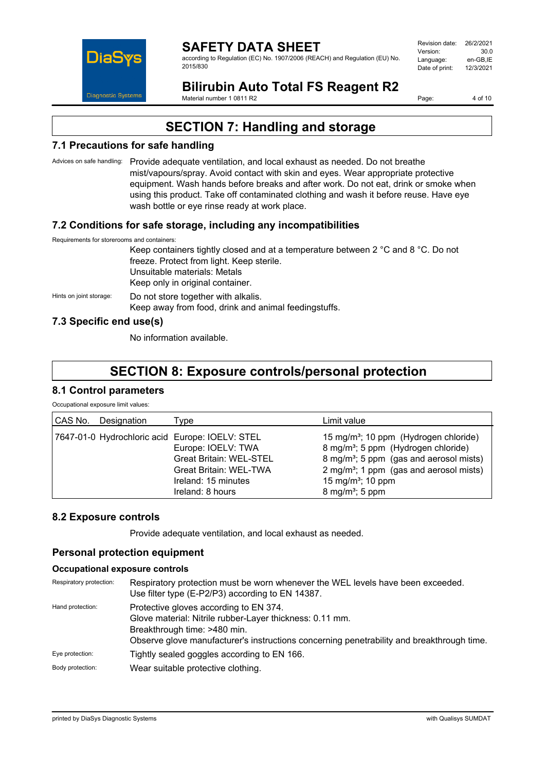## SECTION 7: Handling and storage

### 7.1 Precautions for safe handling

Advices on safe handling: Provide adequate ventilation, and local exhaust as needed. Do not breathe mist/vapours/spray. Avoid contact with skin and eyes. Wear appropriate protective equipment. Wash hands before breaks and after work. Do not eat, drink or smoke when using this product. Take off contaminated clothing and wash it before reuse. Have eye wash bottle or eye rinse ready at work place.

### 7.2 Conditions for safe storage, including any incompatibilities

Requirements for storerooms and containers:

Keep containers tightly closed and at a temperature between 2 °C and 8 °C. Do not freeze. Protect from light. Keep sterile.
Unsuitable materials: Metals
Keep only in original container.

Hints on joint storage: Do not store together with alkalis.
Keep away from food, drink and animal feedingstuffs.

### 7.3 Specific end use(s)

No information available.

## SECTION 8: Exposure controls/personal protection

### 8.1 Control parameters

Occupational exposure limit values:

| CAS No. | Designation | Type | Limit value |
|---|---|---|---|
| 7647-01-0 | Hydrochloric acid | Europe: IOELV: STEL | 15 mg/m³; 10 ppm (Hydrogen chloride) |
| | | Europe: IOELV: TWA | 8 mg/m³; 5 ppm (Hydrogen chloride) |
| | | Great Britain: WEL-STEL | 8 mg/m³; 5 ppm (gas and aerosol mists) |
| | | Great Britain: WEL-TWA | 2 mg/m³; 1 ppm (gas and aerosol mists) |
| | | Ireland: 15 minutes | 15 mg/m³; 10 ppm |
| | | Ireland: 8 hours | 8 mg/m³; 5 ppm |

### 8.2 Exposure controls

Provide adequate ventilation, and local exhaust as needed.

### Personal protection equipment

#### Occupational exposure controls

Respiratory protection: Respiratory protection must be worn whenever the WEL levels have been exceeded. Use filter type (E-P2/P3) according to EN 14387.

Hand protection: Protective gloves according to EN 374.
Glove material: Nitrile rubber-Layer thickness: 0.11 mm.
Breakthrough time: >480 min.
Observe glove manufacturer's instructions concerning penetrability and breakthrough time.

Eye protection: Tightly sealed goggles according to EN 166.

Body protection: Wear suitable protective clothing.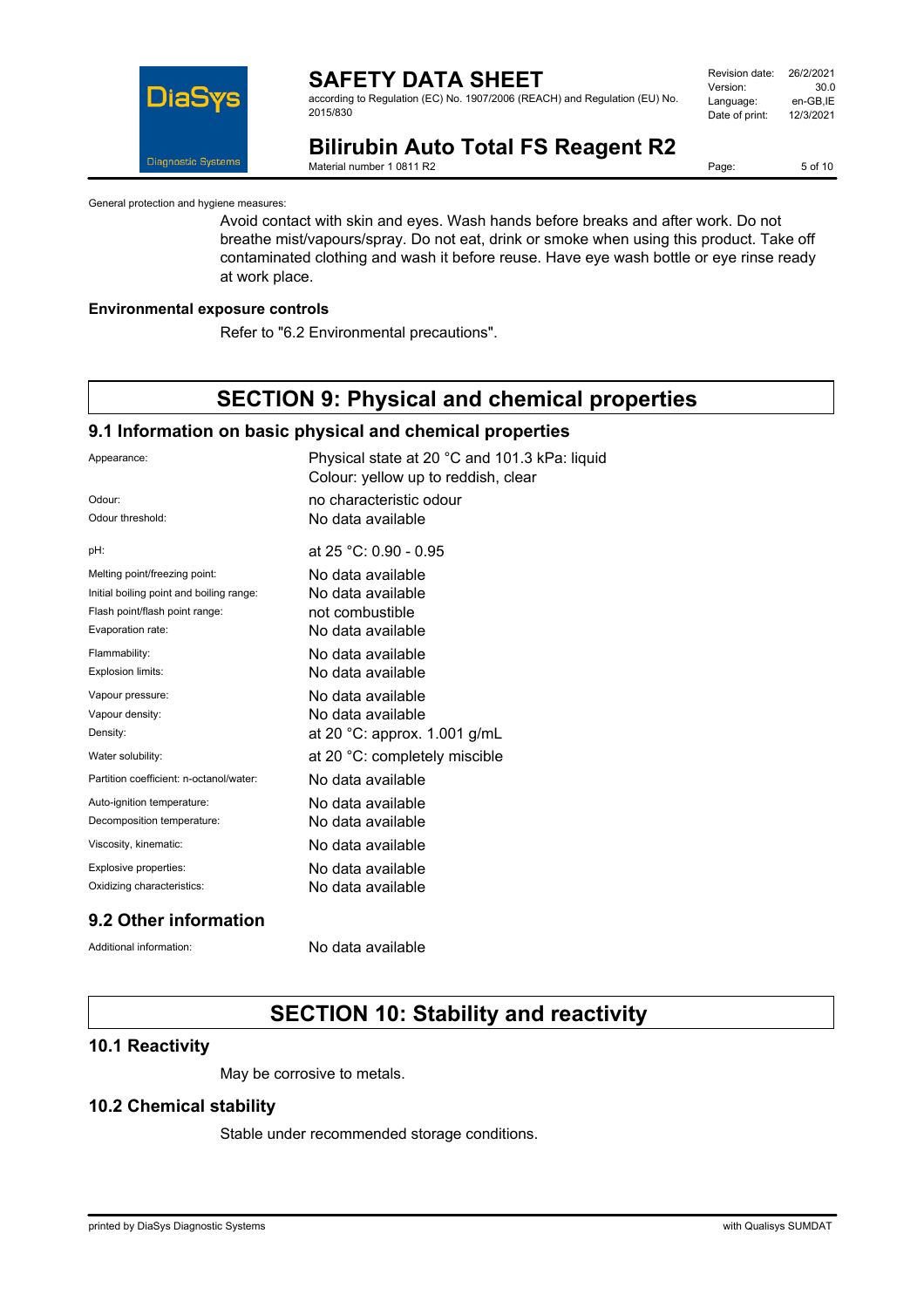General protection and hygiene measures:

Avoid contact with skin and eyes. Wash hands before breaks and after work. Do not breathe mist/vapours/spray. Do not eat, drink or smoke when using this product. Take off contaminated clothing and wash it before reuse. Have eye wash bottle or eye rinse ready at work place.

**Environmental exposure controls**

Refer to "6.2 Environmental precautions".

# SECTION 9: Physical and chemical properties

## 9.1 Information on basic physical and chemical properties

| | |
|---|---|
| Appearance: | Physical state at 20 °C and 101.3 kPa: liquid<br>Colour: yellow up to reddish, clear |
| Odour: | no characteristic odour |
| Odour threshold: | No data available |
| pH: | at 25 °C: 0.90 - 0.95 |
| Melting point/freezing point: | No data available |
| Initial boiling point and boiling range: | No data available |
| Flash point/flash point range: | not combustible |
| Evaporation rate: | No data available |
| Flammability: | No data available |
| Explosion limits: | No data available |
| Vapour pressure: | No data available |
| Vapour density: | No data available |
| Density: | at 20 °C: approx. 1.001 g/mL |
| Water solubility: | at 20 °C: completely miscible |
| Partition coefficient: n-octanol/water: | No data available |
| Auto-ignition temperature: | No data available |
| Decomposition temperature: | No data available |
| Viscosity, kinematic: | No data available |
| Explosive properties: | No data available |
| Oxidizing characteristics: | No data available |

## 9.2 Other information

Additional information: No data available

# SECTION 10: Stability and reactivity

## 10.1 Reactivity

May be corrosive to metals.

## 10.2 Chemical stability

Stable under recommended storage conditions.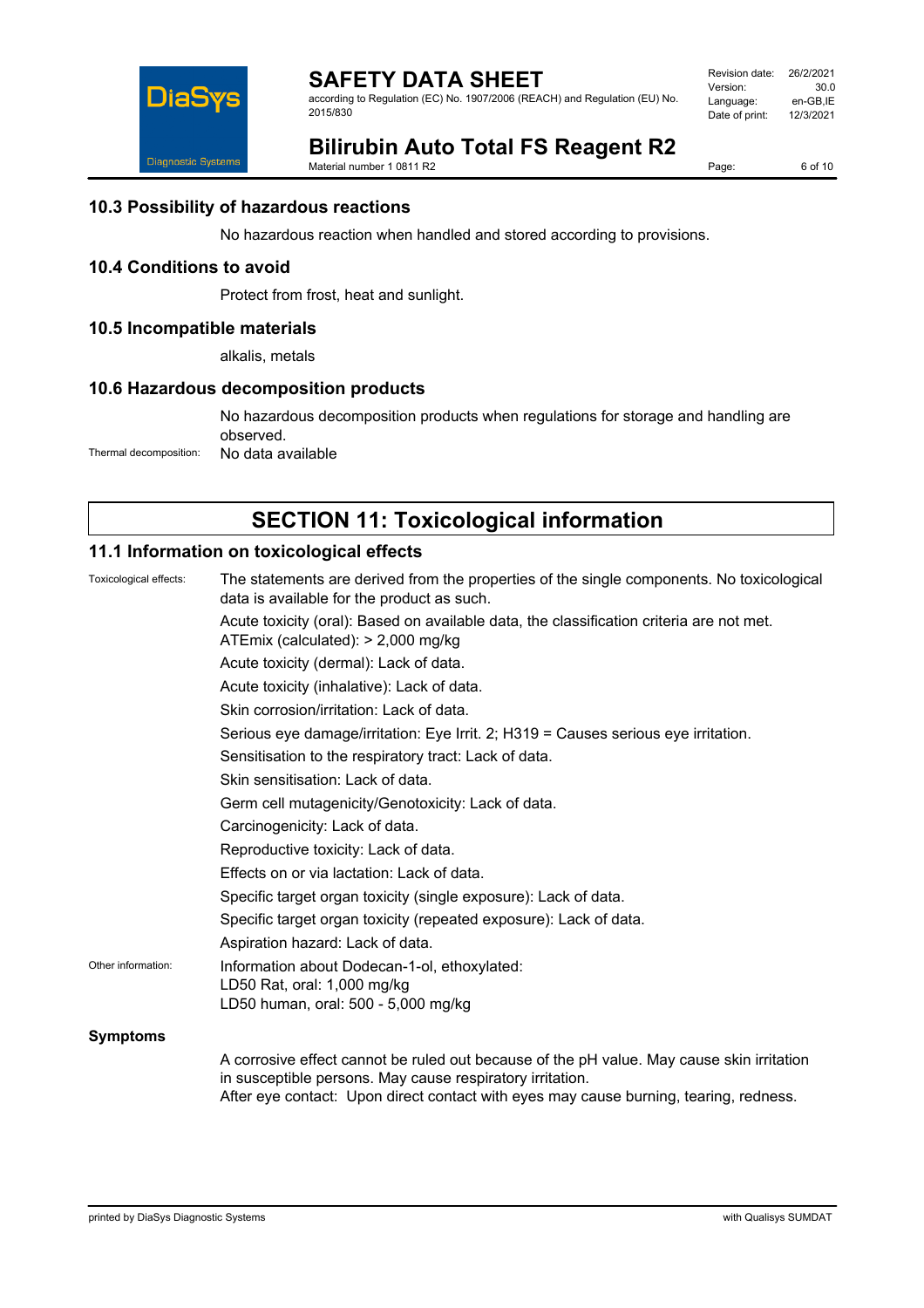## 10.3 Possibility of hazardous reactions

No hazardous reaction when handled and stored according to provisions.

## 10.4 Conditions to avoid

Protect from frost, heat and sunlight.

## 10.5 Incompatible materials

alkalis, metals

## 10.6 Hazardous decomposition products

No hazardous decomposition products when regulations for storage and handling are observed.

Thermal decomposition: No data available

# SECTION 11: Toxicological information

## 11.1 Information on toxicological effects

Toxicological effects: The statements are derived from the properties of the single components. No toxicological data is available for the product as such.

Acute toxicity (oral): Based on available data, the classification criteria are not met. ATEmix (calculated): > 2,000 mg/kg

Acute toxicity (dermal): Lack of data.

Acute toxicity (inhalative): Lack of data.

Skin corrosion/irritation: Lack of data.

Serious eye damage/irritation: Eye Irrit. 2; H319 = Causes serious eye irritation.

Sensitisation to the respiratory tract: Lack of data.

Skin sensitisation: Lack of data.

Germ cell mutagenicity/Genotoxicity: Lack of data.

Carcinogenicity: Lack of data.

Reproductive toxicity: Lack of data.

Effects on or via lactation: Lack of data.

Specific target organ toxicity (single exposure): Lack of data.

Specific target organ toxicity (repeated exposure): Lack of data.

Aspiration hazard: Lack of data.

Other information: Information about Dodecan-1-ol, ethoxylated:
LD50 Rat, oral: 1,000 mg/kg
LD50 human, oral: 500 - 5,000 mg/kg

### Symptoms

A corrosive effect cannot be ruled out because of the pH value. May cause skin irritation in susceptible persons. May cause respiratory irritation.
After eye contact: Upon direct contact with eyes may cause burning, tearing, redness.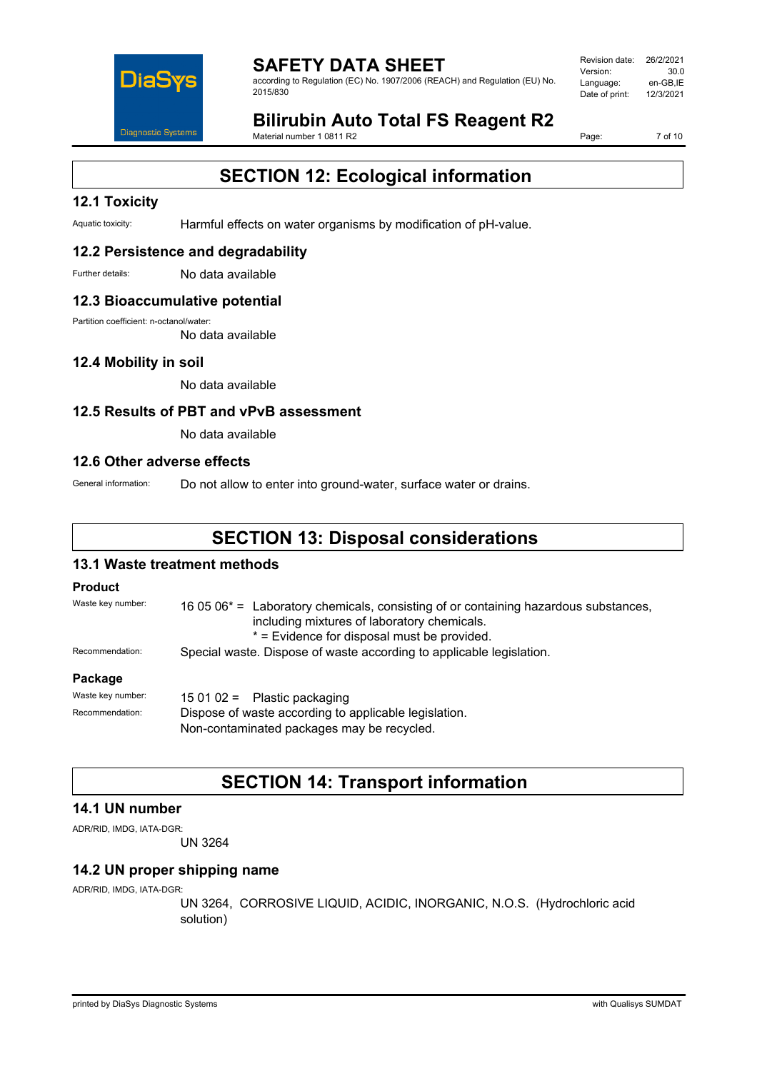## SECTION 12: Ecological information

### 12.1 Toxicity

Aquatic toxicity: Harmful effects on water organisms by modification of pH-value.

### 12.2 Persistence and degradability

Further details: No data available

### 12.3 Bioaccumulative potential

Partition coefficient: n-octanol/water:
No data available

### 12.4 Mobility in soil

No data available

### 12.5 Results of PBT and vPvB assessment

No data available

### 12.6 Other adverse effects

General information: Do not allow to enter into ground-water, surface water or drains.

## SECTION 13: Disposal considerations

### 13.1 Waste treatment methods

**Product**

Waste key number: 16 05 06* = Laboratory chemicals, consisting of or containing hazardous substances, including mixtures of laboratory chemicals.
* = Evidence for disposal must be provided.

Recommendation: Special waste. Dispose of waste according to applicable legislation.

**Package**

Waste key number: 15 01 02 = Plastic packaging

Recommendation: Dispose of waste according to applicable legislation.
Non-contaminated packages may be recycled.

## SECTION 14: Transport information

### 14.1 UN number

ADR/RID, IMDG, IATA-DGR:
UN 3264

### 14.2 UN proper shipping name

ADR/RID, IMDG, IATA-DGR:
UN 3264, CORROSIVE LIQUID, ACIDIC, INORGANIC, N.O.S. (Hydrochloric acid solution)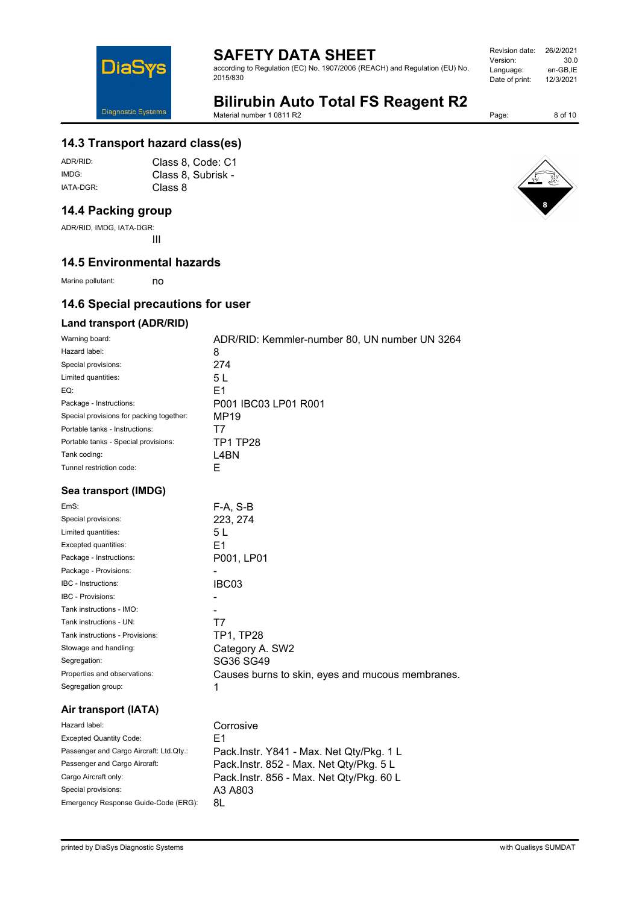## 14.3 Transport hazard class(es)

| | |
|---|---|
| ADR/RID: | Class 8, Code: C1 |
| IMDG: | Class 8, Subrisk - |
| IATA-DGR: | Class 8 |

## 14.4 Packing group

ADR/RID, IMDG, IATA-DGR:

III

## 14.5 Environmental hazards

Marine pollutant: no

## 14.6 Special precautions for user

### Land transport (ADR/RID)

| | |
|---|---|
| Warning board: | ADR/RID: Kemmler-number 80, UN number UN 3264 |
| Hazard label: | 8 |
| Special provisions: | 274 |
| Limited quantities: | 5 L |
| EQ: | E1 |
| Package - Instructions: | P001 IBC03 LP01 R001 |
| Special provisions for packing together: | MP19 |
| Portable tanks - Instructions: | T7 |
| Portable tanks - Special provisions: | TP1 TP28 |
| Tank coding: | L4BN |
| Tunnel restriction code: | E |

### Sea transport (IMDG)

| | |
|---|---|
| EmS: | F-A, S-B |
| Special provisions: | 223, 274 |
| Limited quantities: | 5 L |
| Excepted quantities: | E1 |
| Package - Instructions: | P001, LP01 |
| Package - Provisions: | - |
| IBC - Instructions: | IBC03 |
| IBC - Provisions: | - |
| Tank instructions - IMO: | - |
| Tank instructions - UN: | T7 |
| Tank instructions - Provisions: | TP1, TP28 |
| Stowage and handling: | Category A. SW2 |
| Segregation: | SG36 SG49 |
| Properties and observations: | Causes burns to skin, eyes and mucous membranes. |
| Segregation group: | 1 |

### Air transport (IATA)

| | |
|---|---|
| Hazard label: | Corrosive |
| Excepted Quantity Code: | E1 |
| Passenger and Cargo Aircraft: Ltd.Qty.: | Pack.Instr. Y841 - Max. Net Qty/Pkg. 1 L |
| Passenger and Cargo Aircraft: | Pack.Instr. 852 - Max. Net Qty/Pkg. 5 L |
| Cargo Aircraft only: | Pack.Instr. 856 - Max. Net Qty/Pkg. 60 L |
| Special provisions: | A3 A803 |
| Emergency Response Guide-Code (ERG): | 8L |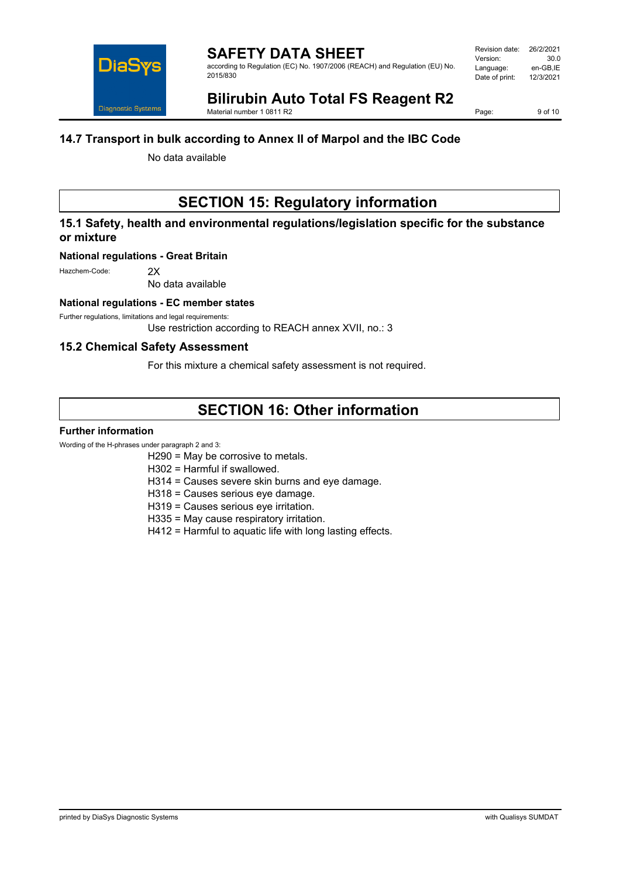## 14.7 Transport in bulk according to Annex II of Marpol and the IBC Code

No data available

# SECTION 15: Regulatory information

## 15.1 Safety, health and environmental regulations/legislation specific for the substance or mixture

### National regulations - Great Britain

Hazchem-Code: 2X

No data available

### National regulations - EC member states

Further regulations, limitations and legal requirements:

Use restriction according to REACH annex XVII, no.: 3

## 15.2 Chemical Safety Assessment

For this mixture a chemical safety assessment is not required.

# SECTION 16: Other information

### Further information

Wording of the H-phrases under paragraph 2 and 3:

H290 = May be corrosive to metals.
H302 = Harmful if swallowed.
H314 = Causes severe skin burns and eye damage.
H318 = Causes serious eye damage.
H319 = Causes serious eye irritation.
H335 = May cause respiratory irritation.
H412 = Harmful to aquatic life with long lasting effects.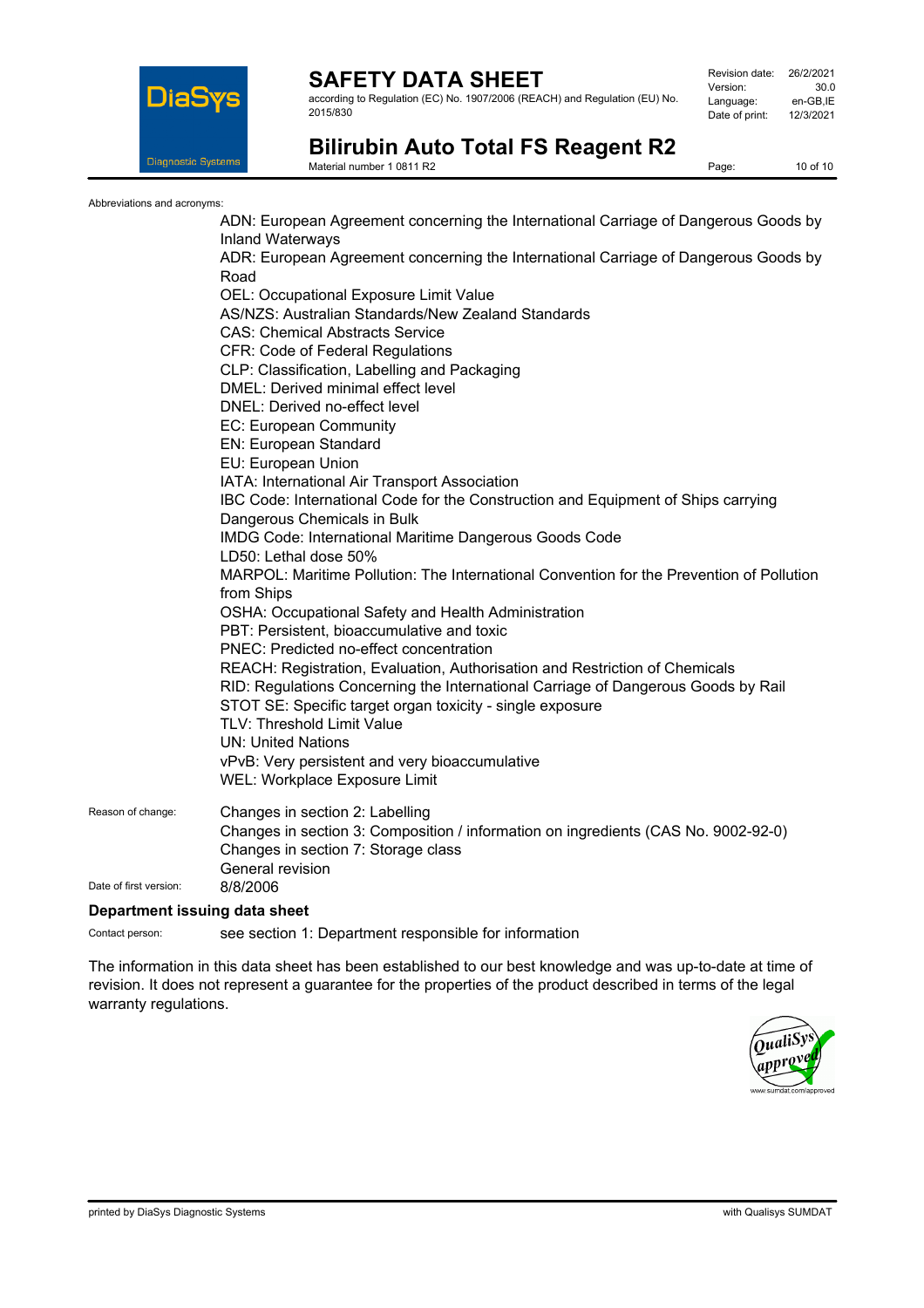Abbreviations and acronyms:

ADN: European Agreement concerning the International Carriage of Dangerous Goods by Inland Waterways
ADR: European Agreement concerning the International Carriage of Dangerous Goods by Road
OEL: Occupational Exposure Limit Value
AS/NZS: Australian Standards/New Zealand Standards
CAS: Chemical Abstracts Service
CFR: Code of Federal Regulations
CLP: Classification, Labelling and Packaging
DMEL: Derived minimal effect level
DNEL: Derived no-effect level
EC: European Community
EN: European Standard
EU: European Union
IATA: International Air Transport Association
IBC Code: International Code for the Construction and Equipment of Ships carrying Dangerous Chemicals in Bulk
IMDG Code: International Maritime Dangerous Goods Code
LD50: Lethal dose 50%
MARPOL: Maritime Pollution: The International Convention for the Prevention of Pollution from Ships
OSHA: Occupational Safety and Health Administration
PBT: Persistent, bioaccumulative and toxic
PNEC: Predicted no-effect concentration
REACH: Registration, Evaluation, Authorisation and Restriction of Chemicals
RID: Regulations Concerning the International Carriage of Dangerous Goods by Rail
STOT SE: Specific target organ toxicity - single exposure
TLV: Threshold Limit Value
UN: United Nations
vPvB: Very persistent and very bioaccumulative
WEL: Workplace Exposure Limit

Reason of change:
Changes in section 2: Labelling
Changes in section 3: Composition / information on ingredients (CAS No. 9002-92-0)
Changes in section 7: Storage class
General revision

Date of first version: 8/8/2006

**Department issuing data sheet**

Contact person: see section 1: Department responsible for information

The information in this data sheet has been established to our best knowledge and was up-to-date at time of revision. It does not represent a guarantee for the properties of the product described in terms of the legal warranty regulations.